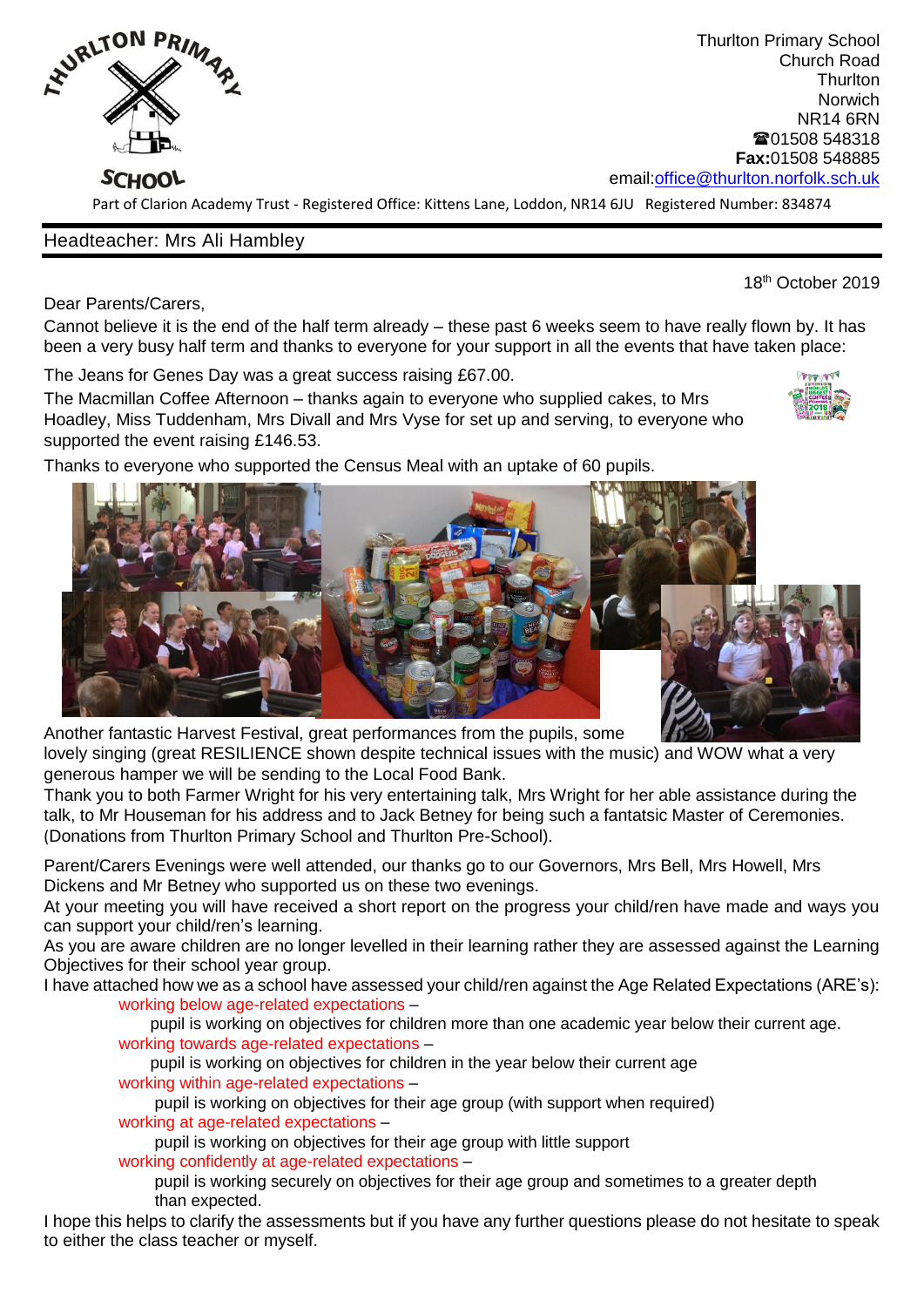Thurlton Primary School
Church Road
Thurlton
Norwich
NR14 6RN
☎01508 548318
**Fax:**01508 548885
email:office@thurlton.norfolk.sch.uk

Part of Clarion Academy Trust - Registered Office: Kittens Lane, Loddon, NR14 6JU Registered Number: 834874

Headteacher: Mrs Ali Hambley

18th October 2019

Dear Parents/Carers,

Cannot believe it is the end of the half term already – these past 6 weeks seem to have really flown by. It has been a very busy half term and thanks to everyone for your support in all the events that have taken place:

The Jeans for Genes Day was a great success raising £67.00.

The Macmillan Coffee Afternoon – thanks again to everyone who supplied cakes, to Mrs Hoadley, Miss Tuddenham, Mrs Divall and Mrs Vyse for set up and serving, to everyone who supported the event raising £146.53.

Thanks to everyone who supported the Census Meal with an uptake of 60 pupils.

Another fantastic Harvest Festival, great performances from the pupils, some lovely singing (great RESILIENCE shown despite technical issues with the music) and WOW what a very generous hamper we will be sending to the Local Food Bank.

Thank you to both Farmer Wright for his very entertaining talk, Mrs Wright for her able assistance during the talk, to Mr Houseman for his address and to Jack Betney for being such a fantatsic Master of Ceremonies. (Donations from Thurlton Primary School and Thurlton Pre-School).

Parent/Carers Evenings were well attended, our thanks go to our Governors, Mrs Bell, Mrs Howell, Mrs Dickens and Mr Betney who supported us on these two evenings.

At your meeting you will have received a short report on the progress your child/ren have made and ways you can support your child/ren's learning.

As you are aware children are no longer levelled in their learning rather they are assessed against the Learning Objectives for their school year group.

I have attached how we as a school have assessed your child/ren against the Age Related Expectations (ARE's):

- working below age-related expectations –
  pupil is working on objectives for children more than one academic year below their current age.
- working towards age-related expectations –
  pupil is working on objectives for children in the year below their current age
- working within age-related expectations –
  pupil is working on objectives for their age group (with support when required)
- working at age-related expectations –
  pupil is working on objectives for their age group with little support
- working confidently at age-related expectations –
  pupil is working securely on objectives for their age group and sometimes to a greater depth than expected.

I hope this helps to clarify the assessments but if you have any further questions please do not hesitate to speak to either the class teacher or myself.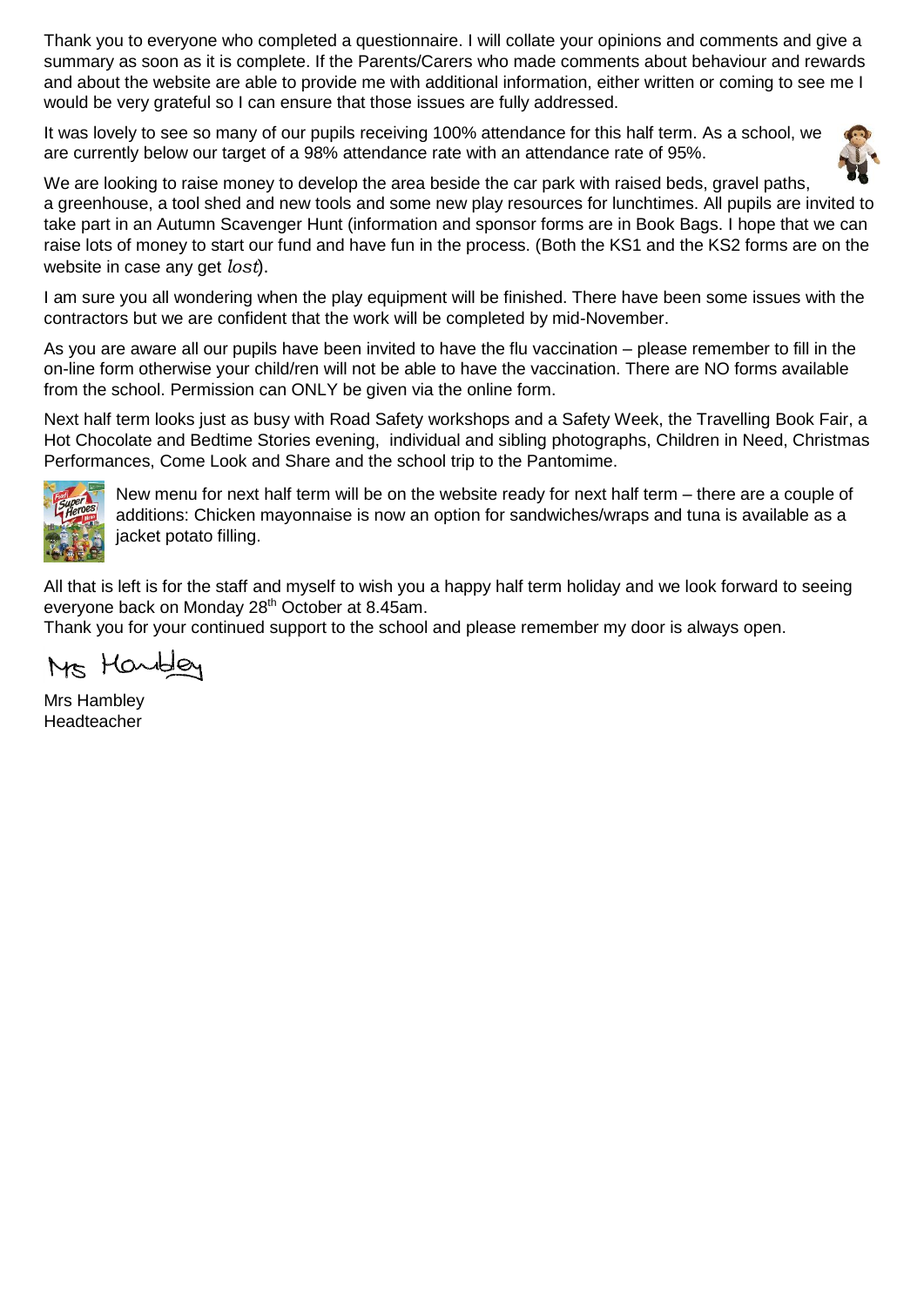Thank you to everyone who completed a questionnaire. I will collate your opinions and comments and give a summary as soon as it is complete. If the Parents/Carers who made comments about behaviour and rewards and about the website are able to provide me with additional information, either written or coming to see me I would be very grateful so I can ensure that those issues are fully addressed.

It was lovely to see so many of our pupils receiving 100% attendance for this half term. As a school, we are currently below our target of a 98% attendance rate with an attendance rate of 95%.

We are looking to raise money to develop the area beside the car park with raised beds, gravel paths, a greenhouse, a tool shed and new tools and some new play resources for lunchtimes. All pupils are invited to take part in an Autumn Scavenger Hunt (information and sponsor forms are in Book Bags. I hope that we can raise lots of money to start our fund and have fun in the process. (Both the KS1 and the KS2 forms are on the website in case any get *lost*).

I am sure you all wondering when the play equipment will be finished. There have been some issues with the contractors but we are confident that the work will be completed by mid-November.

As you are aware all our pupils have been invited to have the flu vaccination – please remember to fill in the on-line form otherwise your child/ren will not be able to have the vaccination. There are NO forms available from the school. Permission can ONLY be given via the online form.

Next half term looks just as busy with Road Safety workshops and a Safety Week, the Travelling Book Fair, a Hot Chocolate and Bedtime Stories evening, individual and sibling photographs, Children in Need, Christmas Performances, Come Look and Share and the school trip to the Pantomime.

New menu for next half term will be on the website ready for next half term – there are a couple of additions: Chicken mayonnaise is now an option for sandwiches/wraps and tuna is available as a jacket potato filling.

All that is left is for the staff and myself to wish you a happy half term holiday and we look forward to seeing everyone back on Monday 28th October at 8.45am.
Thank you for your continued support to the school and please remember my door is always open.

Mrs Hambley

Mrs Hambley
Headteacher